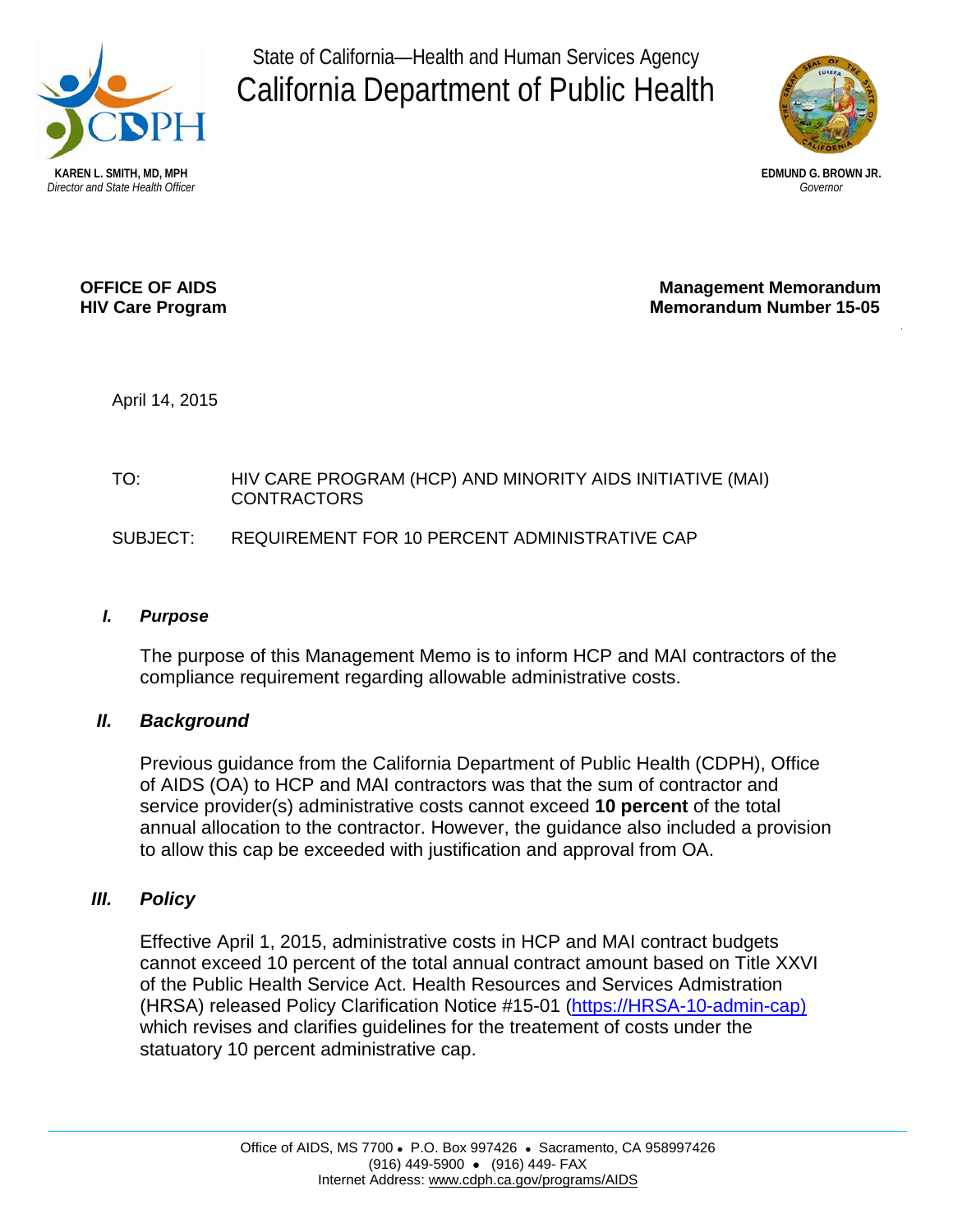State of California—Health and Human Services Agency

# California Department of Public Health

**KAREN L. SMITH, MD, MPH**
*Director and State Health Officer*

**EDMUND G. BROWN JR.**
*Governor*

**OFFICE OF AIDS**
**HIV Care Program**

**Management Memorandum**
**Memorandum Number 15-05**

April 14, 2015

TO: HIV CARE PROGRAM (HCP) AND MINORITY AIDS INITIATIVE (MAI) CONTRACTORS

SUBJECT: REQUIREMENT FOR 10 PERCENT ADMINISTRATIVE CAP

## *I. Purpose*

The purpose of this Management Memo is to inform HCP and MAI contractors of the compliance requirement regarding allowable administrative costs.

## *II. Background*

Previous guidance from the California Department of Public Health (CDPH), Office of AIDS (OA) to HCP and MAI contractors was that the sum of contractor and service provider(s) administrative costs cannot exceed **10 percent** of the total annual allocation to the contractor. However, the guidance also included a provision to allow this cap be exceeded with justification and approval from OA.

## *III. Policy*

Effective April 1, 2015, administrative costs in HCP and MAI contract budgets cannot exceed 10 percent of the total annual contract amount based on Title XXVI of the Public Health Service Act. Health Resources and Services Admistration (HRSA) released Policy Clarification Notice #15-01 (https://HRSA-10-admin-cap) which revises and clarifies guidelines for the treatement of costs under the statuatory 10 percent administrative cap.

Office of AIDS, MS 7700 • P.O. Box 997426 • Sacramento, CA 958997426
(916) 449-5900 • (916) 449- FAX
Internet Address: www.cdph.ca.gov/programs/AIDS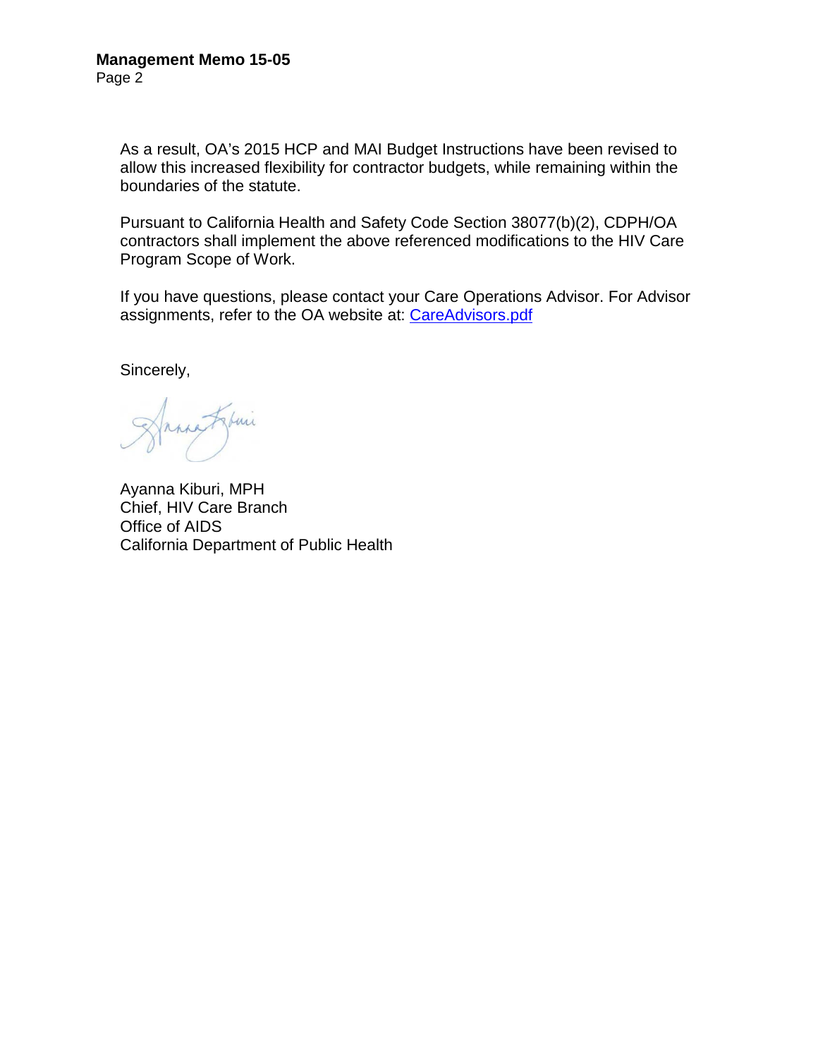As a result, OA's 2015 HCP and MAI Budget Instructions have been revised to allow this increased flexibility for contractor budgets, while remaining within the boundaries of the statute.

Pursuant to California Health and Safety Code Section 38077(b)(2), CDPH/OA contractors shall implement the above referenced modifications to the HIV Care Program Scope of Work.

If you have questions, please contact your Care Operations Advisor. For Advisor assignments, refer to the OA website at: [CareAdvisors.pdf]

Sincerely,

Ayanna Kiburi, MPH
Chief, HIV Care Branch
Office of AIDS
California Department of Public Health